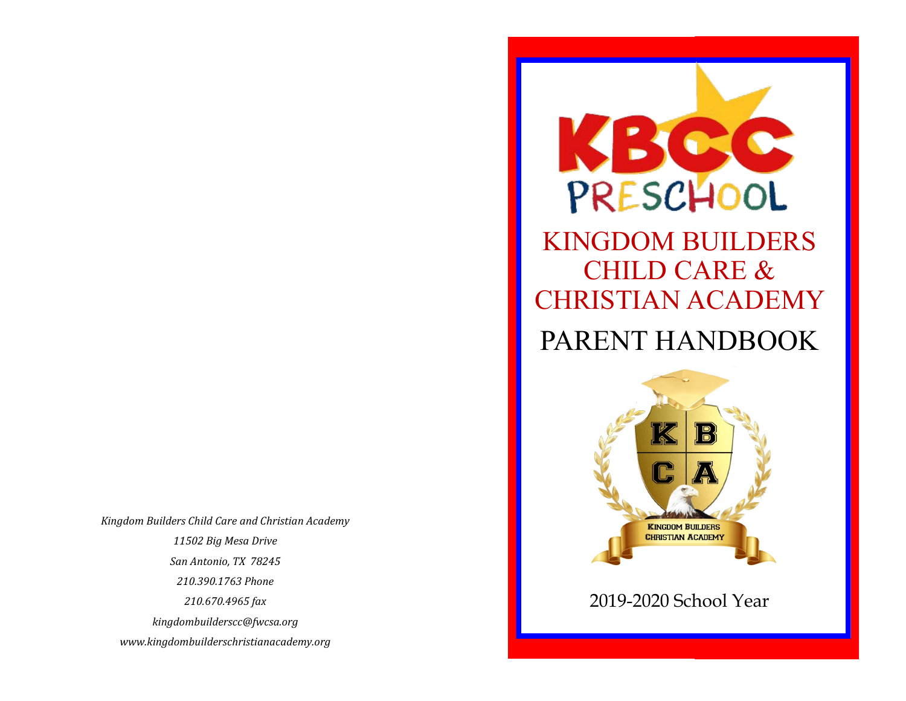*Kingdom Builders Child Care and Christian Academy*

*11502 Big Mesa Drive*

*San Antonio, TX 78245*

*210.390.1763 Phone*

*210.670.4965 fax*

*kingdombuilderscc@fwcsa.org*

*www.kingdombuilderschristianacademy.org*

KBCC PRESCHOOL

# KINGDOM BUILDERS CHILD CARE & CHRISTIAN ACADEMY

# PARENT HANDBOOK

KBCA

KINGDOM BUILDERS CHRISTIAN ACADEMY

2019-2020 School Year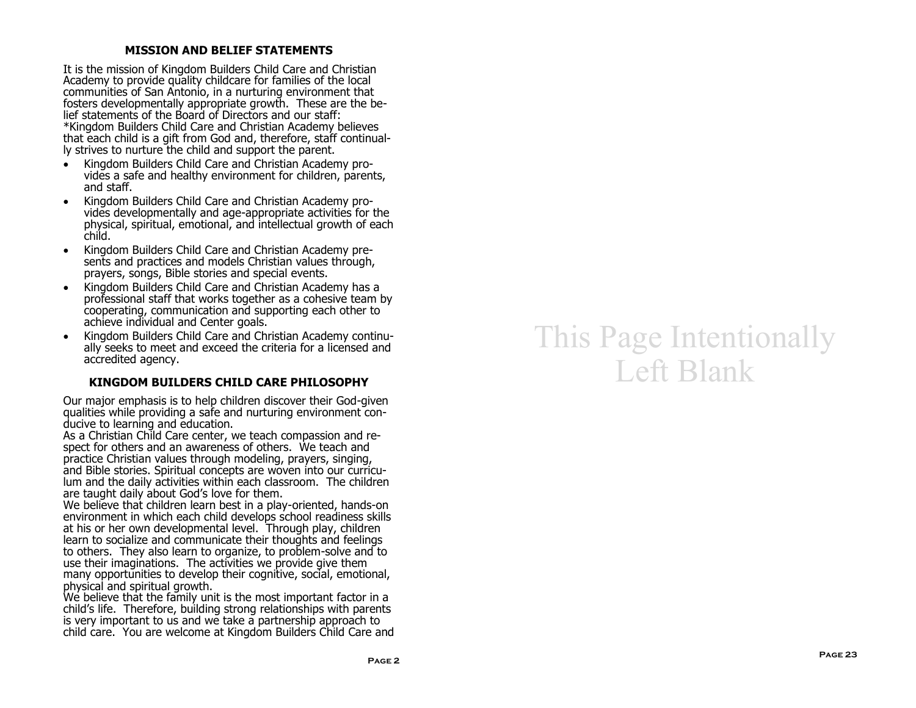## MISSION AND BELIEF STATEMENTS

It is the mission of Kingdom Builders Child Care and Christian Academy to provide quality childcare for families of the local communities of San Antonio, in a nurturing environment that fosters developmentally appropriate growth. These are the belief statements of the Board of Directors and our staff:
*Kingdom Builders Child Care and Christian Academy believes that each child is a gift from God and, therefore, staff continually strives to nurture the child and support the parent.

- Kingdom Builders Child Care and Christian Academy provides a safe and healthy environment for children, parents, and staff.
- Kingdom Builders Child Care and Christian Academy provides developmentally and age-appropriate activities for the physical, spiritual, emotional, and intellectual growth of each child.
- Kingdom Builders Child Care and Christian Academy presents and practices and models Christian values through, prayers, songs, Bible stories and special events.
- Kingdom Builders Child Care and Christian Academy has a professional staff that works together as a cohesive team by cooperating, communication and supporting each other to achieve individual and Center goals.
- Kingdom Builders Child Care and Christian Academy continually seeks to meet and exceed the criteria for a licensed and accredited agency.

## KINGDOM BUILDERS CHILD CARE PHILOSOPHY

Our major emphasis is to help children discover their God-given qualities while providing a safe and nurturing environment conducive to learning and education.
As a Christian Child Care center, we teach compassion and respect for others and an awareness of others. We teach and practice Christian values through modeling, prayers, singing, and Bible stories. Spiritual concepts are woven into our curriculum and the daily activities within each classroom. The children are taught daily about God's love for them.
We believe that children learn best in a play-oriented, hands-on environment in which each child develops school readiness skills at his or her own developmental level. Through play, children learn to socialize and communicate their thoughts and feelings to others. They also learn to organize, to problem-solve and to use their imaginations. The activities we provide give them many opportunities to develop their cognitive, social, emotional, physical and spiritual growth.
We believe that the family unit is the most important factor in a child's life. Therefore, building strong relationships with parents is very important to us and we take a partnership approach to child care. You are welcome at Kingdom Builders Child Care and

This Page Intentionally Left Blank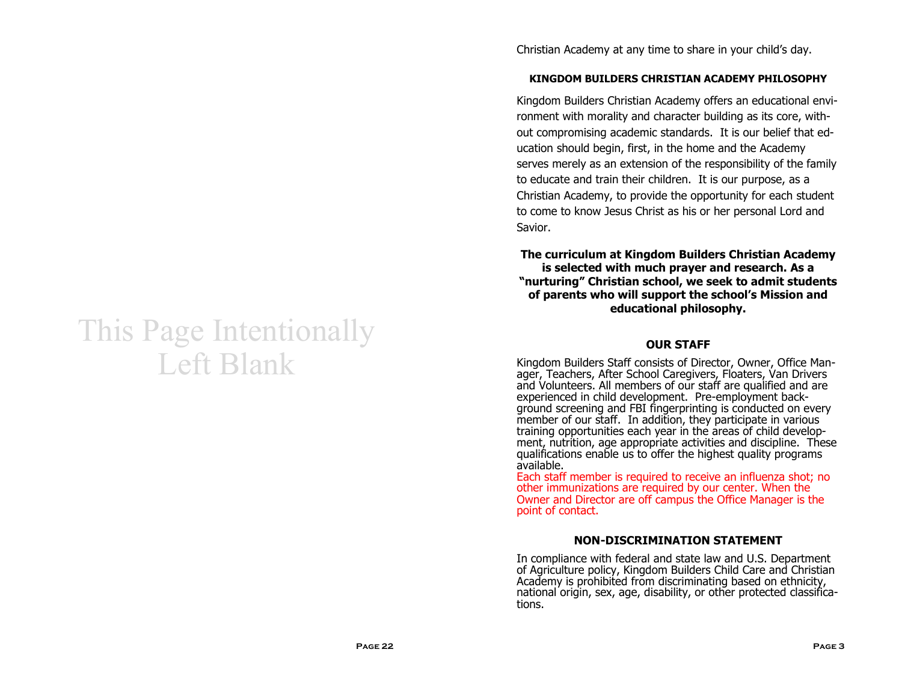This Page Intentionally Left Blank

Christian Academy at any time to share in your child's day.

### KINGDOM BUILDERS CHRISTIAN ACADEMY PHILOSOPHY

Kingdom Builders Christian Academy offers an educational environment with morality and character building as its core, without compromising academic standards. It is our belief that education should begin, first, in the home and the Academy serves merely as an extension of the responsibility of the family to educate and train their children. It is our purpose, as a Christian Academy, to provide the opportunity for each student to come to know Jesus Christ as his or her personal Lord and Savior.

**The curriculum at Kingdom Builders Christian Academy is selected with much prayer and research. As a "nurturing" Christian school, we seek to admit students of parents who will support the school's Mission and educational philosophy.**

### OUR STAFF

Kingdom Builders Staff consists of Director, Owner, Office Manager, Teachers, After School Caregivers, Floaters, Van Drivers and Volunteers. All members of our staff are qualified and are experienced in child development. Pre-employment background screening and FBI fingerprinting is conducted on every member of our staff. In addition, they participate in various training opportunities each year in the areas of child development, nutrition, age appropriate activities and discipline. These qualifications enable us to offer the highest quality programs available.
Each staff member is required to receive an influenza shot; no other immunizations are required by our center. When the Owner and Director are off campus the Office Manager is the point of contact.

### NON-DISCRIMINATION STATEMENT

In compliance with federal and state law and U.S. Department of Agriculture policy, Kingdom Builders Child Care and Christian Academy is prohibited from discriminating based on ethnicity, national origin, sex, age, disability, or other protected classifications.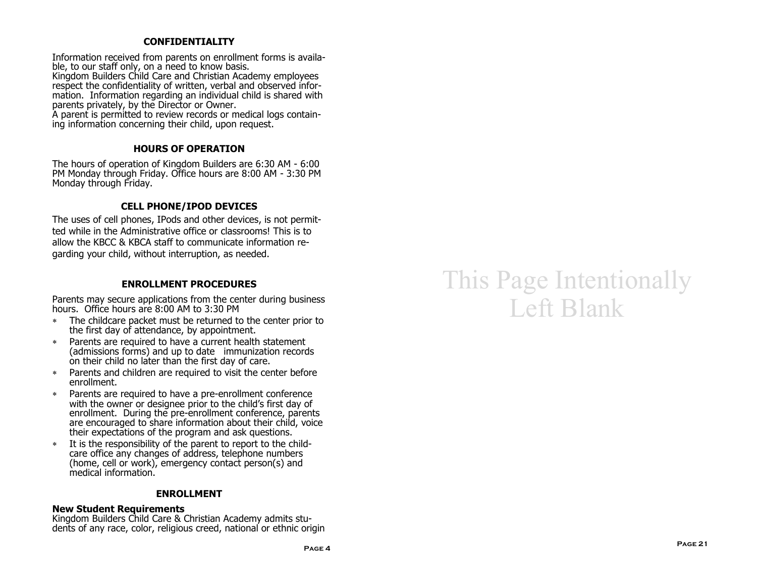## CONFIDENTIALITY

Information received from parents on enrollment forms is available, to our staff only, on a need to know basis.
Kingdom Builders Child Care and Christian Academy employees respect the confidentiality of written, verbal and observed information. Information regarding an individual child is shared with parents privately, by the Director or Owner.
A parent is permitted to review records or medical logs containing information concerning their child, upon request.

## HOURS OF OPERATION

The hours of operation of Kingdom Builders are 6:30 AM - 6:00 PM Monday through Friday. Office hours are 8:00 AM - 3:30 PM Monday through Friday.

## CELL PHONE/IPOD DEVICES

The uses of cell phones, IPods and other devices, is not permitted while in the Administrative office or classrooms! This is to allow the KBCC & KBCA staff to communicate information regarding your child, without interruption, as needed.

## ENROLLMENT PROCEDURES

Parents may secure applications from the center during business hours. Office hours are 8:00 AM to 3:30 PM

* The childcare packet must be returned to the center prior to the first day of attendance, by appointment.
* Parents are required to have a current health statement (admissions forms) and up to date immunization records on their child no later than the first day of care.
* Parents and children are required to visit the center before enrollment.
* Parents are required to have a pre-enrollment conference with the owner or designee prior to the child's first day of enrollment. During the pre-enrollment conference, parents are encouraged to share information about their child, voice their expectations of the program and ask questions.
* It is the responsibility of the parent to report to the childcare office any changes of address, telephone numbers (home, cell or work), emergency contact person(s) and medical information.

## ENROLLMENT

**New Student Requirements**
Kingdom Builders Child Care & Christian Academy admits students of any race, color, religious creed, national or ethnic origin

This Page Intentionally Left Blank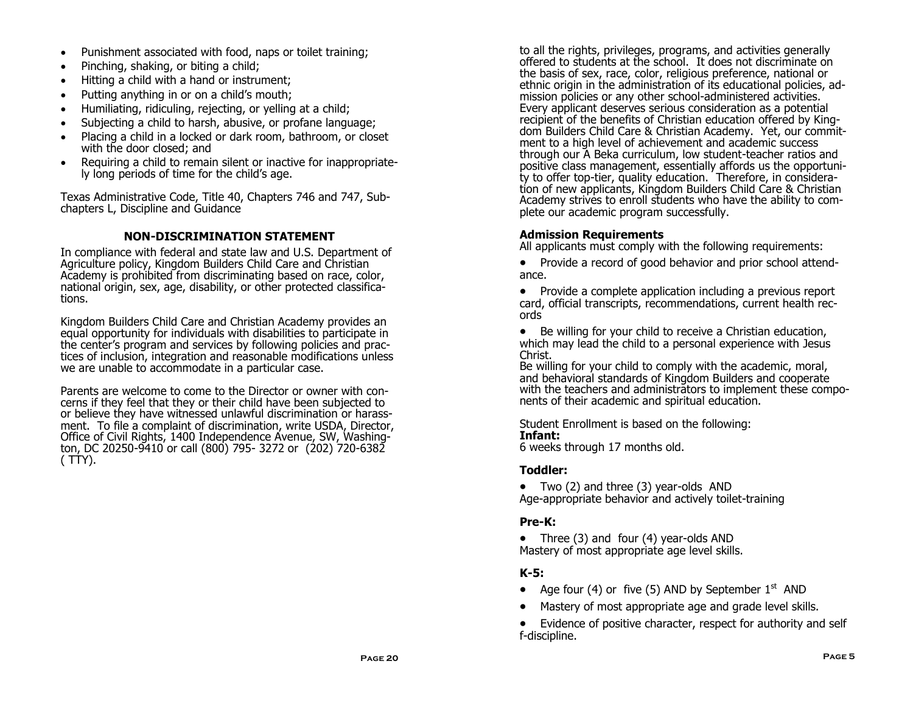- Punishment associated with food, naps or toilet training;
- Pinching, shaking, or biting a child;
- Hitting a child with a hand or instrument;
- Putting anything in or on a child's mouth;
- Humiliating, ridiculing, rejecting, or yelling at a child;
- Subjecting a child to harsh, abusive, or profane language;
- Placing a child in a locked or dark room, bathroom, or closet with the door closed; and
- Requiring a child to remain silent or inactive for inappropriately long periods of time for the child's age.

Texas Administrative Code, Title 40, Chapters 746 and 747, Subchapters L, Discipline and Guidance

## NON-DISCRIMINATION STATEMENT

In compliance with federal and state law and U.S. Department of Agriculture policy, Kingdom Builders Child Care and Christian Academy is prohibited from discriminating based on race, color, national origin, sex, age, disability, or other protected classifications.

Kingdom Builders Child Care and Christian Academy provides an equal opportunity for individuals with disabilities to participate in the center's program and services by following policies and practices of inclusion, integration and reasonable modifications unless we are unable to accommodate in a particular case.

Parents are welcome to come to the Director or owner with concerns if they feel that they or their child have been subjected to or believe they have witnessed unlawful discrimination or harassment. To file a complaint of discrimination, write USDA, Director, Office of Civil Rights, 1400 Independence Avenue, SW, Washington, DC 20250-9410 or call (800) 795- 3272 or (202) 720-6382 ( TTY).

to all the rights, privileges, programs, and activities generally offered to students at the school. It does not discriminate on the basis of sex, race, color, religious preference, national or ethnic origin in the administration of its educational policies, admission policies or any other school-administered activities. Every applicant deserves serious consideration as a potential recipient of the benefits of Christian education offered by Kingdom Builders Child Care & Christian Academy. Yet, our commitment to a high level of achievement and academic success through our A Beka curriculum, low student-teacher ratios and positive class management, essentially affords us the opportunity to offer top-tier, quality education. Therefore, in consideration of new applicants, Kingdom Builders Child Care & Christian Academy strives to enroll students who have the ability to complete our academic program successfully.

### Admission Requirements

All applicants must comply with the following requirements:

- Provide a record of good behavior and prior school attendance.
- Provide a complete application including a previous report card, official transcripts, recommendations, current health records
- Be willing for your child to receive a Christian education, which may lead the child to a personal experience with Jesus Christ.

Be willing for your child to comply with the academic, moral, and behavioral standards of Kingdom Builders and cooperate with the teachers and administrators to implement these components of their academic and spiritual education.

Student Enrollment is based on the following:

**Infant:**
6 weeks through 17 months old.

**Toddler:**

- Two (2) and three (3) year-olds AND

Age-appropriate behavior and actively toilet-training

**Pre-K:**

- Three (3) and four (4) year-olds AND

Mastery of most appropriate age level skills.

**K-5:**

- Age four (4) or five (5) AND by September 1st AND
- Mastery of most appropriate age and grade level skills.
- Evidence of positive character, respect for authority and self f-discipline.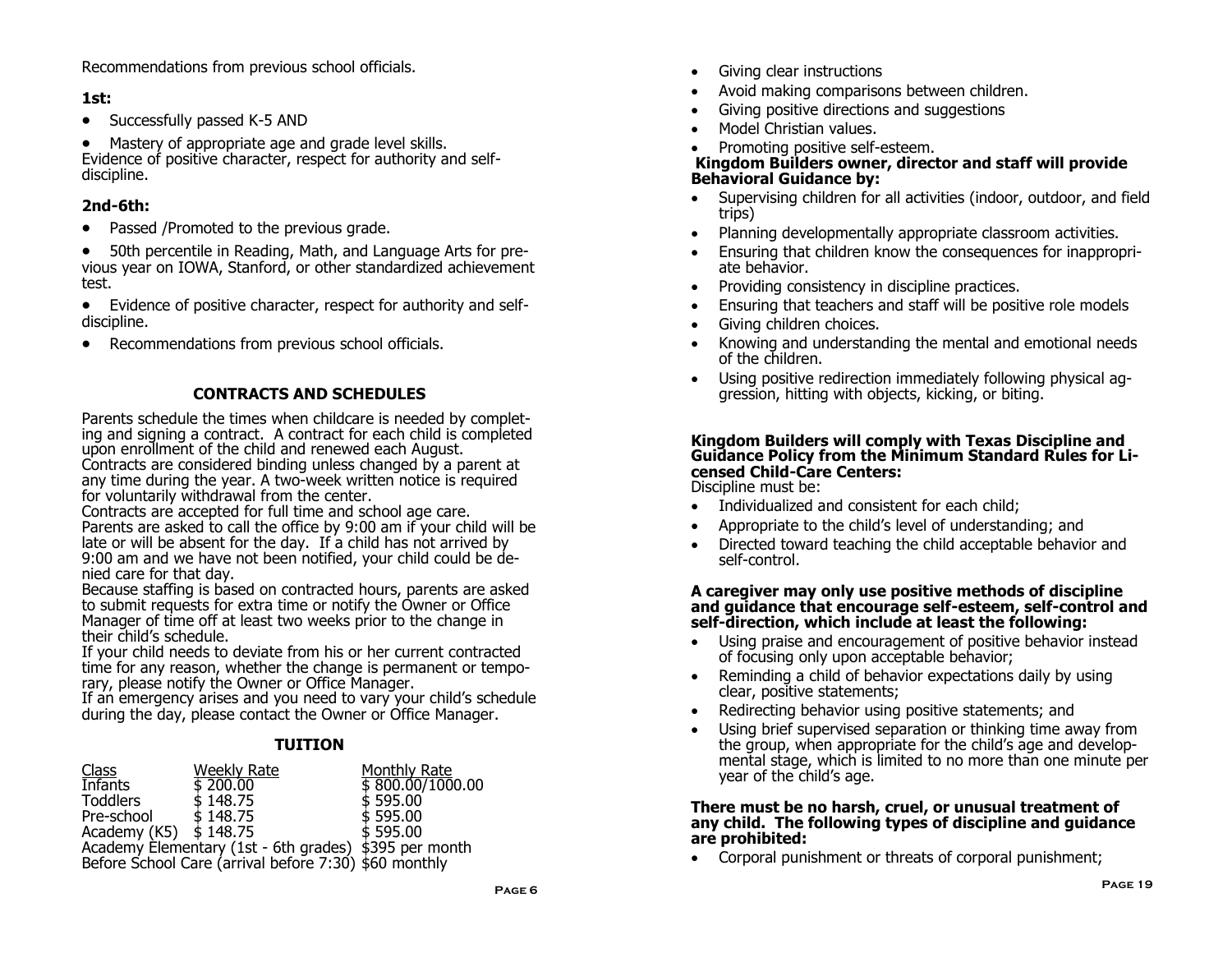Recommendations from previous school officials.

### 1st:

- Successfully passed K-5 AND
- Mastery of appropriate age and grade level skills.

Evidence of positive character, respect for authority and self-discipline.

### 2nd-6th:

- Passed /Promoted to the previous grade.
- 50th percentile in Reading, Math, and Language Arts for previous year on IOWA, Stanford, or other standardized achievement test.
- Evidence of positive character, respect for authority and self-discipline.
- Recommendations from previous school officials.

## CONTRACTS AND SCHEDULES

Parents schedule the times when childcare is needed by completing and signing a contract. A contract for each child is completed upon enrollment of the child and renewed each August. Contracts are considered binding unless changed by a parent at any time during the year. A two-week written notice is required for voluntarily withdrawal from the center.

Contracts are accepted for full time and school age care. Parents are asked to call the office by 9:00 am if your child will be late or will be absent for the day. If a child has not arrived by 9:00 am and we have not been notified, your child could be denied care for that day.

Because staffing is based on contracted hours, parents are asked to submit requests for extra time or notify the Owner or Office Manager of time off at least two weeks prior to the change in their child's schedule.

If your child needs to deviate from his or her current contracted time for any reason, whether the change is permanent or temporary, please notify the Owner or Office Manager.

If an emergency arises and you need to vary your child's schedule during the day, please contact the Owner or Office Manager.

## TUITION

| Class | Weekly Rate | Monthly Rate |
|---|---|---|
| Infants | $ 200.00 | $ 800.00/1000.00 |
| Toddlers | $ 148.75 | $ 595.00 |
| Pre-school | $ 148.75 | $ 595.00 |
| Academy (K5) | $ 148.75 | $ 595.00 |
| Academy Elementary (1st - 6th grades) | | $395 per month |
| Before School Care (arrival before 7:30) | | $60 monthly |

- Giving clear instructions
- Avoid making comparisons between children.
- Giving positive directions and suggestions
- Model Christian values.
- Promoting positive self-esteem.

**Kingdom Builders owner, director and staff will provide Behavioral Guidance by:**

- Supervising children for all activities (indoor, outdoor, and field trips)
- Planning developmentally appropriate classroom activities.
- Ensuring that children know the consequences for inappropriate behavior.
- Providing consistency in discipline practices.
- Ensuring that teachers and staff will be positive role models
- Giving children choices.
- Knowing and understanding the mental and emotional needs of the children.
- Using positive redirection immediately following physical aggression, hitting with objects, kicking, or biting.

**Kingdom Builders will comply with Texas Discipline and Guidance Policy from the Minimum Standard Rules for Licensed Child-Care Centers:**

Discipline must be:

- Individualized and consistent for each child;
- Appropriate to the child's level of understanding; and
- Directed toward teaching the child acceptable behavior and self-control.

**A caregiver may only use positive methods of discipline and guidance that encourage self-esteem, self-control and self-direction, which include at least the following:**

- Using praise and encouragement of positive behavior instead of focusing only upon acceptable behavior;
- Reminding a child of behavior expectations daily by using clear, positive statements;
- Redirecting behavior using positive statements; and
- Using brief supervised separation or thinking time away from the group, when appropriate for the child's age and developmental stage, which is limited to no more than one minute per year of the child's age.

**There must be no harsh, cruel, or unusual treatment of any child. The following types of discipline and guidance are prohibited:**

- Corporal punishment or threats of corporal punishment;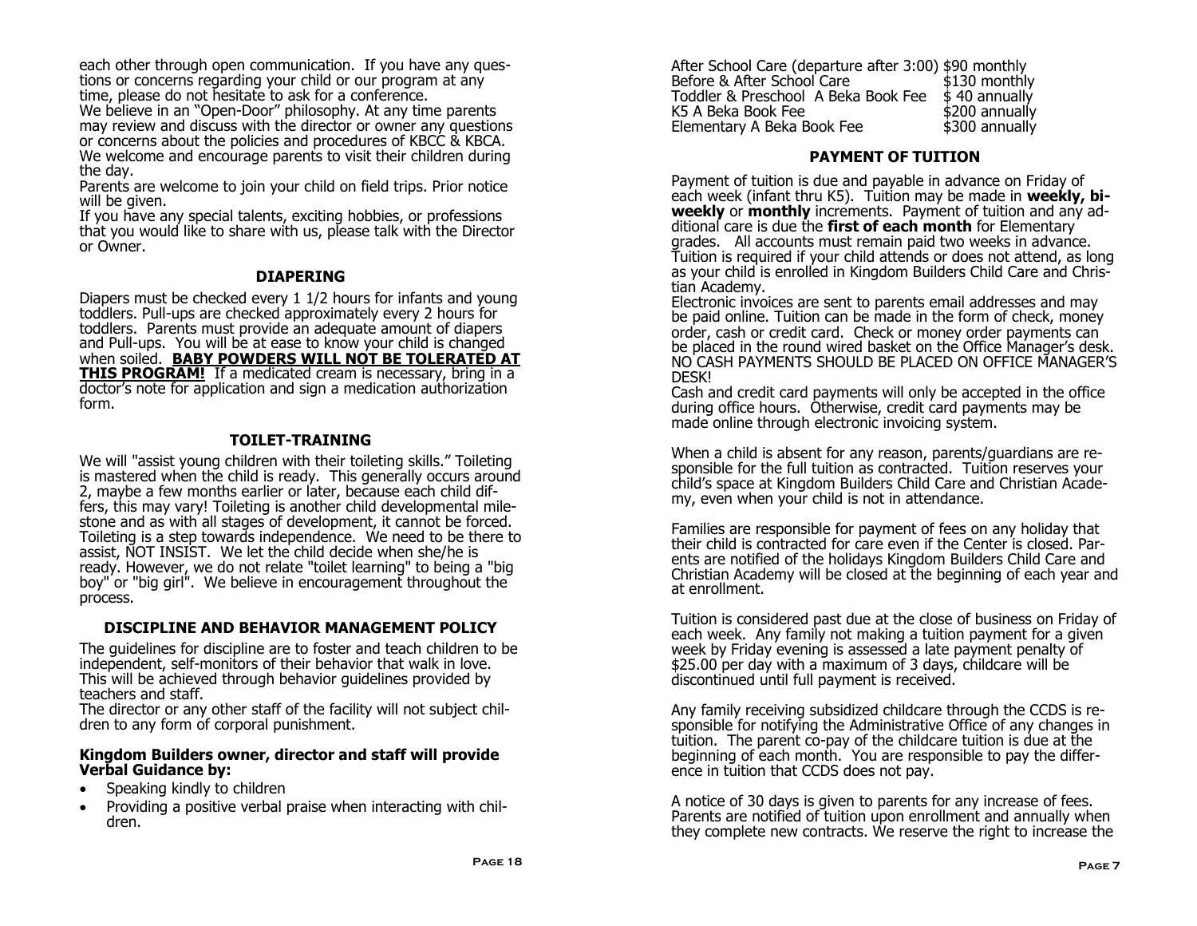each other through open communication. If you have any questions or concerns regarding your child or our program at any time, please do not hesitate to ask for a conference.

We believe in an "Open-Door" philosophy. At any time parents may review and discuss with the director or owner any questions or concerns about the policies and procedures of KBCC & KBCA.

We welcome and encourage parents to visit their children during the day.

Parents are welcome to join your child on field trips. Prior notice will be given.

If you have any special talents, exciting hobbies, or professions that you would like to share with us, please talk with the Director or Owner.

## DIAPERING

Diapers must be checked every 1 1/2 hours for infants and young toddlers. Pull-ups are checked approximately every 2 hours for toddlers. Parents must provide an adequate amount of diapers and Pull-ups. You will be at ease to know your child is changed when soiled. **BABY POWDERS WILL NOT BE TOLERATED AT THIS PROGRAM!** If a medicated cream is necessary, bring in a doctor's note for application and sign a medication authorization form.

## TOILET-TRAINING

We will "assist young children with their toileting skills." Toileting is mastered when the child is ready. This generally occurs around 2, maybe a few months earlier or later, because each child differs, this may vary! Toileting is another child developmental milestone and as with all stages of development, it cannot be forced. Toileting is a step towards independence. We need to be there to assist, NOT INSIST. We let the child decide when she/he is ready. However, we do not relate "toilet learning" to being a "big boy" or "big girl". We believe in encouragement throughout the process.

## DISCIPLINE AND BEHAVIOR MANAGEMENT POLICY

The guidelines for discipline are to foster and teach children to be independent, self-monitors of their behavior that walk in love. This will be achieved through behavior guidelines provided by teachers and staff.

The director or any other staff of the facility will not subject children to any form of corporal punishment.

**Kingdom Builders owner, director and staff will provide Verbal Guidance by:**

- Speaking kindly to children
- Providing a positive verbal praise when interacting with children.

| | |
|---|---|
| After School Care (departure after 3:00) | $90 monthly |
| Before & After School Care | $130 monthly |
| Toddler & Preschool A Beka Book Fee | $ 40 annually |
| K5 A Beka Book Fee | $200 annually |
| Elementary A Beka Book Fee | $300 annually |

## PAYMENT OF TUITION

Payment of tuition is due and payable in advance on Friday of each week (infant thru K5). Tuition may be made in **weekly, bi-weekly** or **monthly** increments. Payment of tuition and any additional care is due the **first of each month** for Elementary grades. All accounts must remain paid two weeks in advance. Tuition is required if your child attends or does not attend, as long as your child is enrolled in Kingdom Builders Child Care and Christian Academy.

Electronic invoices are sent to parents email addresses and may be paid online. Tuition can be made in the form of check, money order, cash or credit card. Check or money order payments can be placed in the round wired basket on the Office Manager's desk. NO CASH PAYMENTS SHOULD BE PLACED ON OFFICE MANAGER'S DESK!

Cash and credit card payments will only be accepted in the office during office hours. Otherwise, credit card payments may be made online through electronic invoicing system.

When a child is absent for any reason, parents/guardians are responsible for the full tuition as contracted. Tuition reserves your child's space at Kingdom Builders Child Care and Christian Academy, even when your child is not in attendance.

Families are responsible for payment of fees on any holiday that their child is contracted for care even if the Center is closed. Parents are notified of the holidays Kingdom Builders Child Care and Christian Academy will be closed at the beginning of each year and at enrollment.

Tuition is considered past due at the close of business on Friday of each week. Any family not making a tuition payment for a given week by Friday evening is assessed a late payment penalty of $25.00 per day with a maximum of 3 days, childcare will be discontinued until full payment is received.

Any family receiving subsidized childcare through the CCDS is responsible for notifying the Administrative Office of any changes in tuition. The parent co-pay of the childcare tuition is due at the beginning of each month. You are responsible to pay the difference in tuition that CCDS does not pay.

A notice of 30 days is given to parents for any increase of fees. Parents are notified of tuition upon enrollment and annually when they complete new contracts. We reserve the right to increase the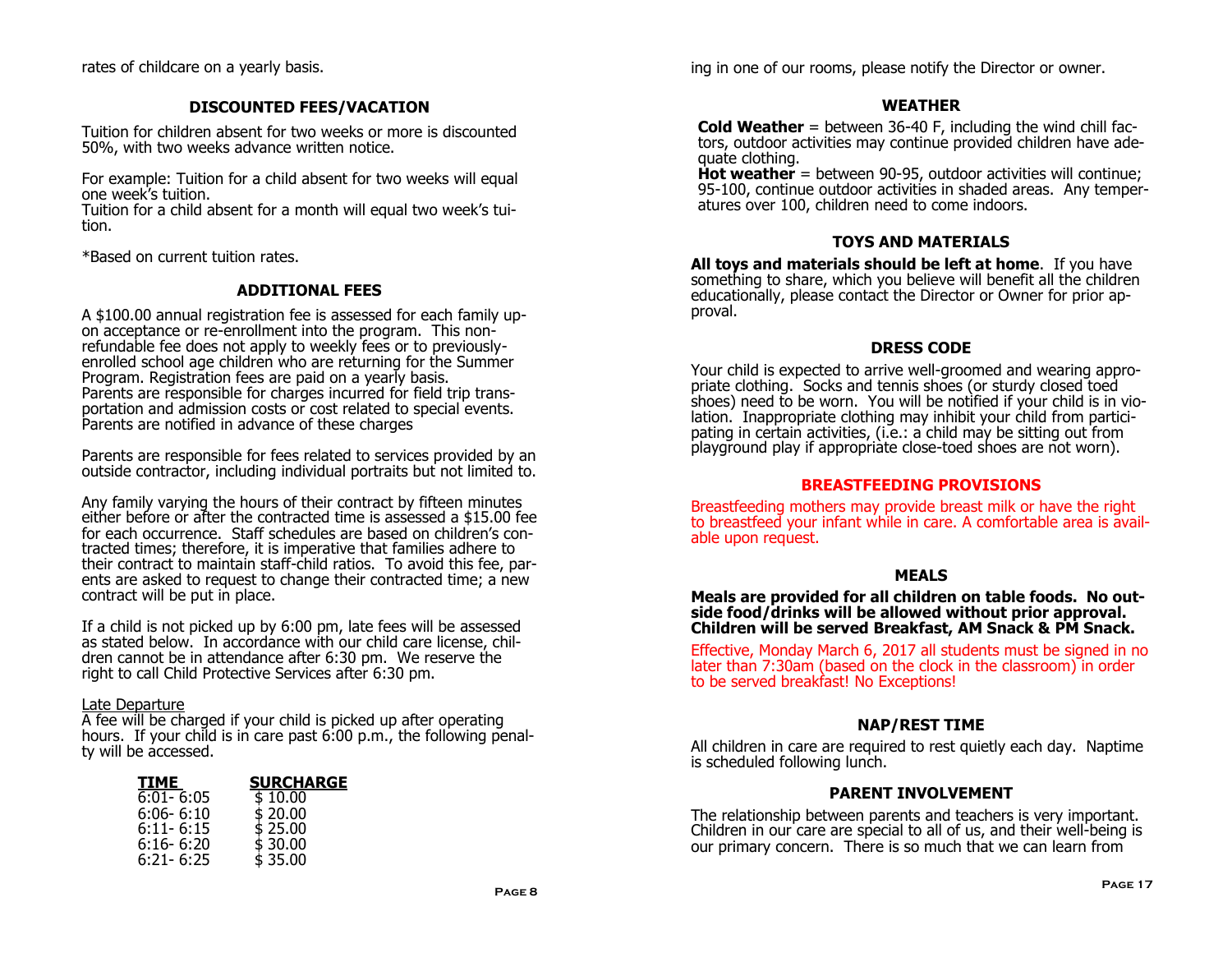rates of childcare on a yearly basis.

## DISCOUNTED FEES/VACATION

Tuition for children absent for two weeks or more is discounted 50%, with two weeks advance written notice.

For example: Tuition for a child absent for two weeks will equal one week's tuition.
Tuition for a child absent for a month will equal two week's tuition.

*Based on current tuition rates.

## ADDITIONAL FEES

A $100.00 annual registration fee is assessed for each family upon acceptance or re-enrollment into the program. This non-refundable fee does not apply to weekly fees or to previously-enrolled school age children who are returning for the Summer Program. Registration fees are paid on a yearly basis.
Parents are responsible for charges incurred for field trip transportation and admission costs or cost related to special events. Parents are notified in advance of these charges

Parents are responsible for fees related to services provided by an outside contractor, including individual portraits but not limited to.

Any family varying the hours of their contract by fifteen minutes either before or after the contracted time is assessed a $15.00 fee for each occurrence. Staff schedules are based on children's contracted times; therefore, it is imperative that families adhere to their contract to maintain staff-child ratios. To avoid this fee, parents are asked to request to change their contracted time; a new contract will be put in place.

If a child is not picked up by 6:00 pm, late fees will be assessed as stated below. In accordance with our child care license, children cannot be in attendance after 6:30 pm. We reserve the right to call Child Protective Services after 6:30 pm.

Late Departure
A fee will be charged if your child is picked up after operating hours. If your child is in care past 6:00 p.m., the following penalty will be accessed.

| TIME | SURCHARGE |
| --- | --- |
| 6:01- 6:05 | $ 10.00 |
| 6:06- 6:10 | $ 20.00 |
| 6:11- 6:15 | $ 25.00 |
| 6:16- 6:20 | $ 30.00 |
| 6:21- 6:25 | $ 35.00 |

ing in one of our rooms, please notify the Director or owner.

## WEATHER

**Cold Weather** = between 36-40 F, including the wind chill factors, outdoor activities may continue provided children have adequate clothing.
**Hot weather** = between 90-95, outdoor activities will continue; 95-100, continue outdoor activities in shaded areas. Any temperatures over 100, children need to come indoors.

## TOYS AND MATERIALS

**All toys and materials should be left at home**. If you have something to share, which you believe will benefit all the children educationally, please contact the Director or Owner for prior approval.

## DRESS CODE

Your child is expected to arrive well-groomed and wearing appropriate clothing. Socks and tennis shoes (or sturdy closed toed shoes) need to be worn. You will be notified if your child is in violation. Inappropriate clothing may inhibit your child from participating in certain activities, (i.e.: a child may be sitting out from playground play if appropriate close-toed shoes are not worn).

## BREASTFEEDING PROVISIONS

Breastfeeding mothers may provide breast milk or have the right to breastfeed your infant while in care. A comfortable area is available upon request.

## MEALS

**Meals are provided for all children on table foods. No outside food/drinks will be allowed without prior approval. Children will be served Breakfast, AM Snack & PM Snack.**

Effective, Monday March 6, 2017 all students must be signed in no later than 7:30am (based on the clock in the classroom) in order to be served breakfast! No Exceptions!

## NAP/REST TIME

All children in care are required to rest quietly each day. Naptime is scheduled following lunch.

## PARENT INVOLVEMENT

The relationship between parents and teachers is very important. Children in our care are special to all of us, and their well-being is our primary concern. There is so much that we can learn from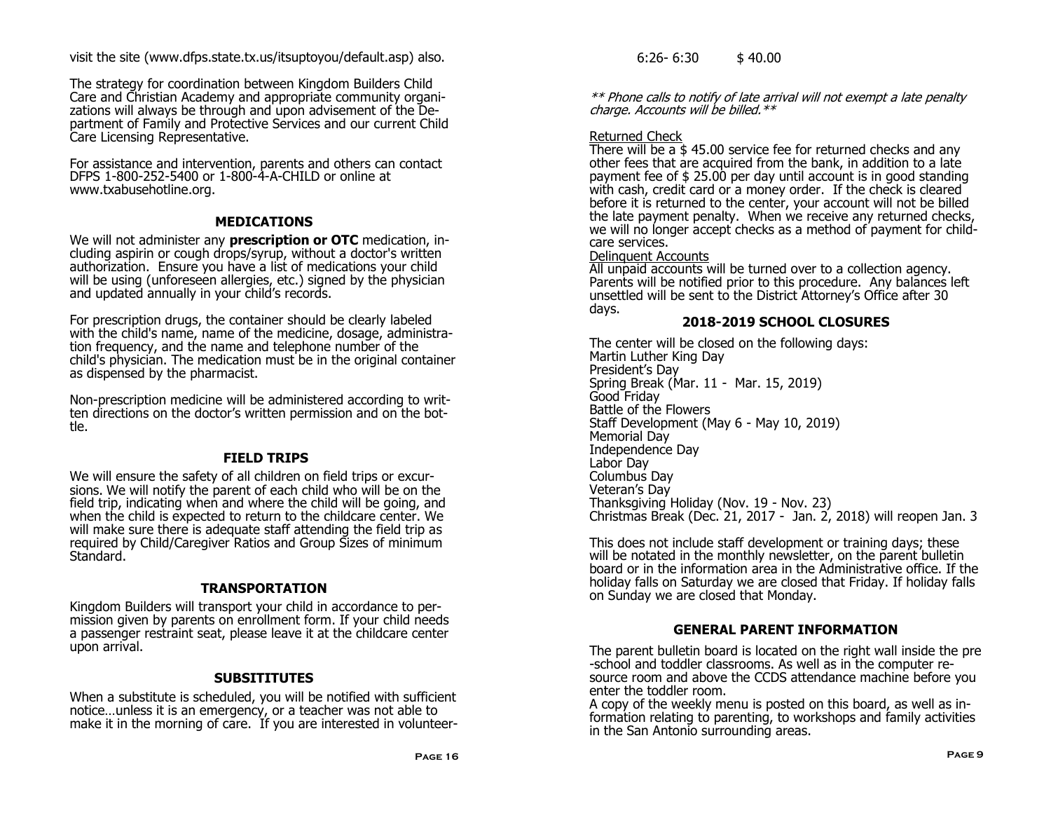visit the site (www.dfps.state.tx.us/itsuptoyou/default.asp) also.

The strategy for coordination between Kingdom Builders Child Care and Christian Academy and appropriate community organizations will always be through and upon advisement of the Department of Family and Protective Services and our current Child Care Licensing Representative.

For assistance and intervention, parents and others can contact DFPS 1-800-252-5400 or 1-800-4-A-CHILD or online at www.txabusehotline.org.

## MEDICATIONS

We will not administer any **prescription or OTC** medication, including aspirin or cough drops/syrup, without a doctor's written authorization. Ensure you have a list of medications your child will be using (unforeseen allergies, etc.) signed by the physician and updated annually in your child's records.

For prescription drugs, the container should be clearly labeled with the child's name, name of the medicine, dosage, administration frequency, and the name and telephone number of the child's physician. The medication must be in the original container as dispensed by the pharmacist.

Non-prescription medicine will be administered according to written directions on the doctor's written permission and on the bottle.

## FIELD TRIPS

We will ensure the safety of all children on field trips or excursions. We will notify the parent of each child who will be on the field trip, indicating when and where the child will be going, and when the child is expected to return to the childcare center. We will make sure there is adequate staff attending the field trip as required by Child/Caregiver Ratios and Group Sizes of minimum Standard.

## TRANSPORTATION

Kingdom Builders will transport your child in accordance to permission given by parents on enrollment form. If your child needs a passenger restraint seat, please leave it at the childcare center upon arrival.

## SUBSITITUTES

When a substitute is scheduled, you will be notified with sufficient notice…unless it is an emergency, or a teacher was not able to make it in the morning of care. If you are interested in volunteer-

6:26- 6:30 $ 40.00

*** Phone calls to notify of late arrival will not exempt a late penalty charge. Accounts will be billed.***

Returned Check

There will be a $ 45.00 service fee for returned checks and any other fees that are acquired from the bank, in addition to a late payment fee of $ 25.00 per day until account is in good standing with cash, credit card or a money order. If the check is cleared before it is returned to the center, your account will not be billed the late payment penalty. When we receive any returned checks, we will no longer accept checks as a method of payment for childcare services.

Delinquent Accounts

All unpaid accounts will be turned over to a collection agency. Parents will be notified prior to this procedure. Any balances left unsettled will be sent to the District Attorney's Office after 30 days.

## 2018-2019 SCHOOL CLOSURES

The center will be closed on the following days:
Martin Luther King Day
President's Day
Spring Break (Mar. 11 - Mar. 15, 2019)
Good Friday
Battle of the Flowers
Staff Development (May 6 - May 10, 2019)
Memorial Day
Independence Day
Labor Day
Columbus Day
Veteran's Day
Thanksgiving Holiday (Nov. 19 - Nov. 23)
Christmas Break (Dec. 21, 2017 - Jan. 2, 2018) will reopen Jan. 3

This does not include staff development or training days; these will be notated in the monthly newsletter, on the parent bulletin board or in the information area in the Administrative office. If the holiday falls on Saturday we are closed that Friday. If holiday falls on Sunday we are closed that Monday.

## GENERAL PARENT INFORMATION

The parent bulletin board is located on the right wall inside the pre-school and toddler classrooms. As well as in the computer resource room and above the CCDS attendance machine before you enter the toddler room.
A copy of the weekly menu is posted on this board, as well as information relating to parenting, to workshops and family activities in the San Antonio surrounding areas.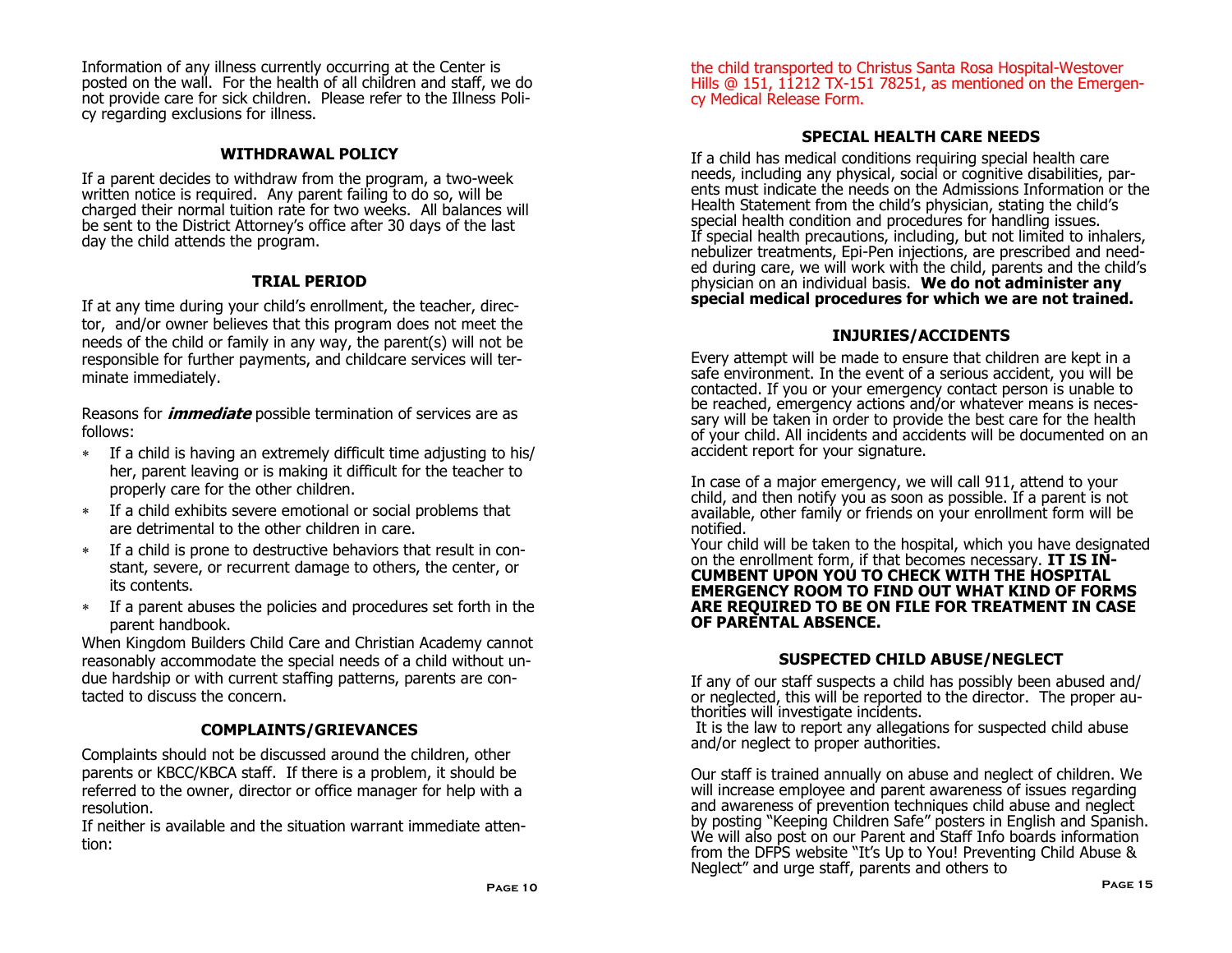Information of any illness currently occurring at the Center is posted on the wall. For the health of all children and staff, we do not provide care for sick children. Please refer to the Illness Policy regarding exclusions for illness.

## WITHDRAWAL POLICY

If a parent decides to withdraw from the program, a two-week written notice is required. Any parent failing to do so, will be charged their normal tuition rate for two weeks. All balances will be sent to the District Attorney's office after 30 days of the last day the child attends the program.

## TRIAL PERIOD

If at any time during your child's enrollment, the teacher, director, and/or owner believes that this program does not meet the needs of the child or family in any way, the parent(s) will not be responsible for further payments, and childcare services will terminate immediately.

Reasons for ***immediate*** possible termination of services are as follows:

- If a child is having an extremely difficult time adjusting to his/her, parent leaving or is making it difficult for the teacher to properly care for the other children.
- If a child exhibits severe emotional or social problems that are detrimental to the other children in care.
- If a child is prone to destructive behaviors that result in constant, severe, or recurrent damage to others, the center, or its contents.
- If a parent abuses the policies and procedures set forth in the parent handbook.

When Kingdom Builders Child Care and Christian Academy cannot reasonably accommodate the special needs of a child without undue hardship or with current staffing patterns, parents are contacted to discuss the concern.

## COMPLAINTS/GRIEVANCES

Complaints should not be discussed around the children, other parents or KBCC/KBCA staff. If there is a problem, it should be referred to the owner, director or office manager for help with a resolution.

If neither is available and the situation warrant immediate attention:

the child transported to Christus Santa Rosa Hospital-Westover Hills @ 151, 11212 TX-151 78251, as mentioned on the Emergency Medical Release Form.

## SPECIAL HEALTH CARE NEEDS

If a child has medical conditions requiring special health care needs, including any physical, social or cognitive disabilities, parents must indicate the needs on the Admissions Information or the Health Statement from the child's physician, stating the child's special health condition and procedures for handling issues.
If special health precautions, including, but not limited to inhalers, nebulizer treatments, Epi-Pen injections, are prescribed and needed during care, we will work with the child, parents and the child's physician on an individual basis. **We do not administer any special medical procedures for which we are not trained.**

## INJURIES/ACCIDENTS

Every attempt will be made to ensure that children are kept in a safe environment. In the event of a serious accident, you will be contacted. If you or your emergency contact person is unable to be reached, emergency actions and/or whatever means is necessary will be taken in order to provide the best care for the health of your child. All incidents and accidents will be documented on an accident report for your signature.

In case of a major emergency, we will call 911, attend to your child, and then notify you as soon as possible. If a parent is not available, other family or friends on your enrollment form will be notified.
Your child will be taken to the hospital, which you have designated on the enrollment form, if that becomes necessary. **IT IS INCUMBENT UPON YOU TO CHECK WITH THE HOSPITAL EMERGENCY ROOM TO FIND OUT WHAT KIND OF FORMS ARE REQUIRED TO BE ON FILE FOR TREATMENT IN CASE OF PARENTAL ABSENCE.**

## SUSPECTED CHILD ABUSE/NEGLECT

If any of our staff suspects a child has possibly been abused and/or neglected, this will be reported to the director. The proper authorities will investigate incidents.
It is the law to report any allegations for suspected child abuse and/or neglect to proper authorities.

Our staff is trained annually on abuse and neglect of children. We will increase employee and parent awareness of issues regarding and awareness of prevention techniques child abuse and neglect by posting "Keeping Children Safe" posters in English and Spanish. We will also post on our Parent and Staff Info boards information from the DFPS website "It's Up to You! Preventing Child Abuse & Neglect" and urge staff, parents and others to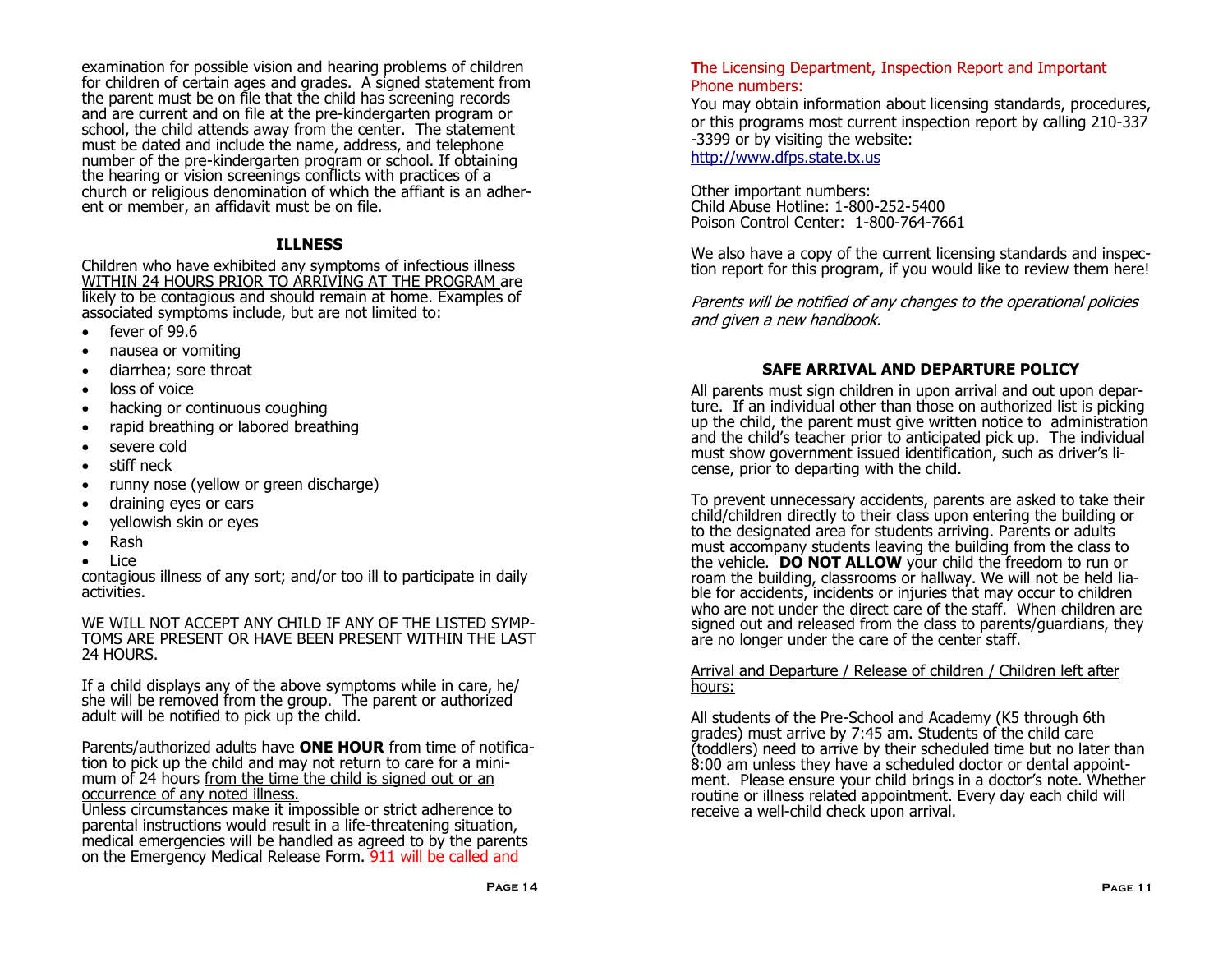examination for possible vision and hearing problems of children for children of certain ages and grades. A signed statement from the parent must be on file that the child has screening records and are current and on file at the pre-kindergarten program or school, the child attends away from the center. The statement must be dated and include the name, address, and telephone number of the pre-kindergarten program or school. If obtaining the hearing or vision screenings conflicts with practices of a church or religious denomination of which the affiant is an adherent or member, an affidavit must be on file.

## ILLNESS

Children who have exhibited any symptoms of infectious illness <u>WITHIN 24 HOURS PRIOR TO ARRIVING AT THE PROGRAM</u> are likely to be contagious and should remain at home. Examples of associated symptoms include, but are not limited to:

- fever of 99.6
- nausea or vomiting
- diarrhea; sore throat
- loss of voice
- hacking or continuous coughing
- rapid breathing or labored breathing
- severe cold
- stiff neck
- runny nose (yellow or green discharge)
- draining eyes or ears
- yellowish skin or eyes
- Rash
- Lice

contagious illness of any sort; and/or too ill to participate in daily activities.

WE WILL NOT ACCEPT ANY CHILD IF ANY OF THE LISTED SYMPTOMS ARE PRESENT OR HAVE BEEN PRESENT WITHIN THE LAST 24 HOURS.

If a child displays any of the above symptoms while in care, he/she will be removed from the group. The parent or authorized adult will be notified to pick up the child.

Parents/authorized adults have **ONE HOUR** from time of notification to pick up the child and may not return to care for a minimum of 24 hours <u>from the time the child is signed out or an occurrence of any noted illness.</u>
Unless circumstances make it impossible or strict adherence to parental instructions would result in a life-threatening situation, medical emergencies will be handled as agreed to by the parents on the Emergency Medical Release Form. 911 will be called and

**The Licensing Department, Inspection Report and Important Phone numbers:**

You may obtain information about licensing standards, procedures, or this programs most current inspection report by calling 210-337-3399 or by visiting the website:
http://www.dfps.state.tx.us

Other important numbers:
Child Abuse Hotline: 1-800-252-5400
Poison Control Center: 1-800-764-7661

We also have a copy of the current licensing standards and inspection report for this program, if you would like to review them here!

*Parents will be notified of any changes to the operational policies and given a new handbook.*

## SAFE ARRIVAL AND DEPARTURE POLICY

All parents must sign children in upon arrival and out upon departure. If an individual other than those on authorized list is picking up the child, the parent must give written notice to administration and the child's teacher prior to anticipated pick up. The individual must show government issued identification, such as driver's license, prior to departing with the child.

To prevent unnecessary accidents, parents are asked to take their child/children directly to their class upon entering the building or to the designated area for students arriving. Parents or adults must accompany students leaving the building from the class to the vehicle. **DO NOT ALLOW** your child the freedom to run or roam the building, classrooms or hallway. We will not be held liable for accidents, incidents or injuries that may occur to children who are not under the direct care of the staff. When children are signed out and released from the class to parents/guardians, they are no longer under the care of the center staff.

<u>Arrival and Departure / Release of children / Children left after hours:</u>

All students of the Pre-School and Academy (K5 through 6th grades) must arrive by 7:45 am. Students of the child care (toddlers) need to arrive by their scheduled time but no later than 8:00 am unless they have a scheduled doctor or dental appointment. Please ensure your child brings in a doctor's note. Whether routine or illness related appointment. Every day each child will receive a well-child check upon arrival.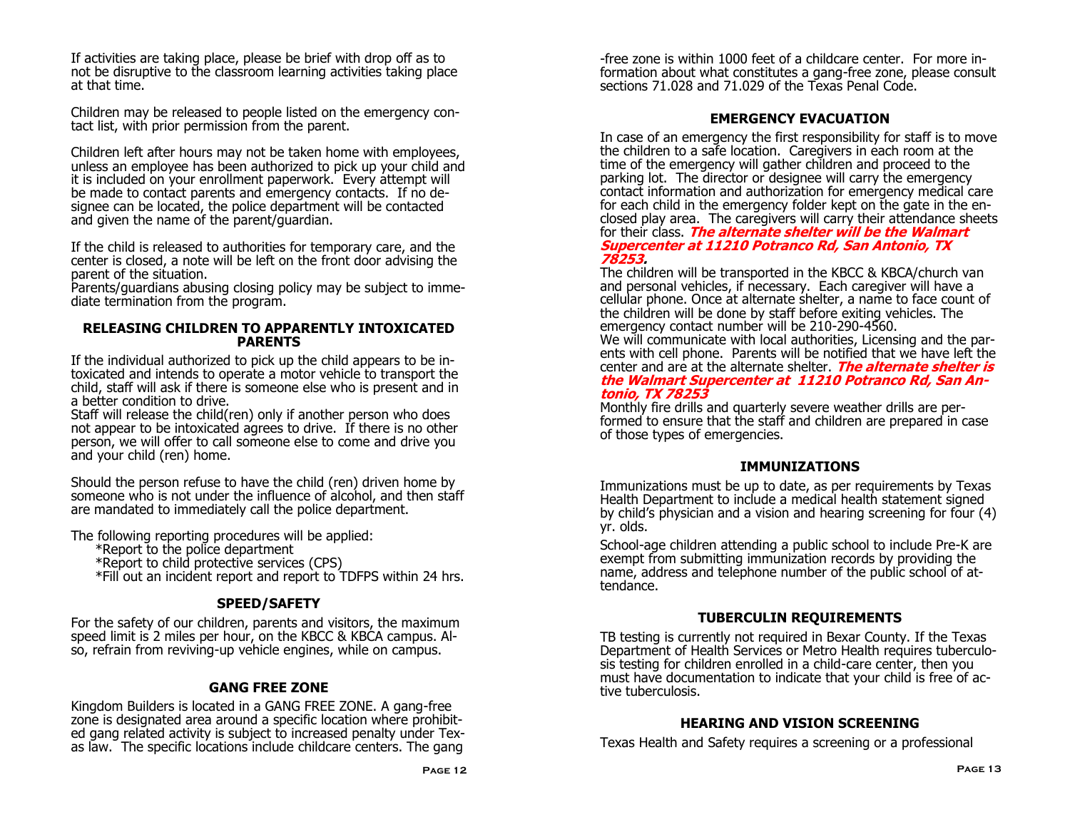If activities are taking place, please be brief with drop off as to not be disruptive to the classroom learning activities taking place at that time.

Children may be released to people listed on the emergency contact list, with prior permission from the parent.

Children left after hours may not be taken home with employees, unless an employee has been authorized to pick up your child and it is included on your enrollment paperwork. Every attempt will be made to contact parents and emergency contacts. If no designee can be located, the police department will be contacted and given the name of the parent/guardian.

If the child is released to authorities for temporary care, and the center is closed, a note will be left on the front door advising the parent of the situation.
Parents/guardians abusing closing policy may be subject to immediate termination from the program.

## RELEASING CHILDREN TO APPARENTLY INTOXICATED PARENTS

If the individual authorized to pick up the child appears to be intoxicated and intends to operate a motor vehicle to transport the child, staff will ask if there is someone else who is present and in a better condition to drive.
Staff will release the child(ren) only if another person who does not appear to be intoxicated agrees to drive. If there is no other person, we will offer to call someone else to come and drive you and your child (ren) home.

Should the person refuse to have the child (ren) driven home by someone who is not under the influence of alcohol, and then staff are mandated to immediately call the police department.

The following reporting procedures will be applied:

*Report to the police department
*Report to child protective services (CPS)
*Fill out an incident report and report to TDFPS within 24 hrs.

## SPEED/SAFETY

For the safety of our children, parents and visitors, the maximum speed limit is 2 miles per hour, on the KBCC & KBCA campus. Also, refrain from reviving-up vehicle engines, while on campus.

## GANG FREE ZONE

Kingdom Builders is located in a GANG FREE ZONE. A gang-free zone is designated area around a specific location where prohibited gang related activity is subject to increased penalty under Texas law. The specific locations include childcare centers. The gang-free zone is within 1000 feet of a childcare center. For more information about what constitutes a gang-free zone, please consult sections 71.028 and 71.029 of the Texas Penal Code.

## EMERGENCY EVACUATION

In case of an emergency the first responsibility for staff is to move the children to a safe location. Caregivers in each room at the time of the emergency will gather children and proceed to the parking lot. The director or designee will carry the emergency contact information and authorization for emergency medical care for each child in the emergency folder kept on the gate in the enclosed play area. The caregivers will carry their attendance sheets for their class. ***The alternate shelter will be the Walmart Supercenter at 11210 Potranco Rd, San Antonio, TX 78253.***
The children will be transported in the KBCC & KBCA/church van and personal vehicles, if necessary. Each caregiver will have a cellular phone. Once at alternate shelter, a name to face count of the children will be done by staff before exiting vehicles. The emergency contact number will be 210-290-4560.
We will communicate with local authorities, Licensing and the parents with cell phone. Parents will be notified that we have left the center and are at the alternate shelter. ***The alternate shelter is the Walmart Supercenter at 11210 Potranco Rd, San Antonio, TX 78253***
Monthly fire drills and quarterly severe weather drills are performed to ensure that the staff and children are prepared in case of those types of emergencies.

## IMMUNIZATIONS

Immunizations must be up to date, as per requirements by Texas Health Department to include a medical health statement signed by child's physician and a vision and hearing screening for four (4) yr. olds.

School-age children attending a public school to include Pre-K are exempt from submitting immunization records by providing the name, address and telephone number of the public school of attendance.

## TUBERCULIN REQUIREMENTS

TB testing is currently not required in Bexar County. If the Texas Department of Health Services or Metro Health requires tuberculosis testing for children enrolled in a child-care center, then you must have documentation to indicate that your child is free of active tuberculosis.

## HEARING AND VISION SCREENING

Texas Health and Safety requires a screening or a professional